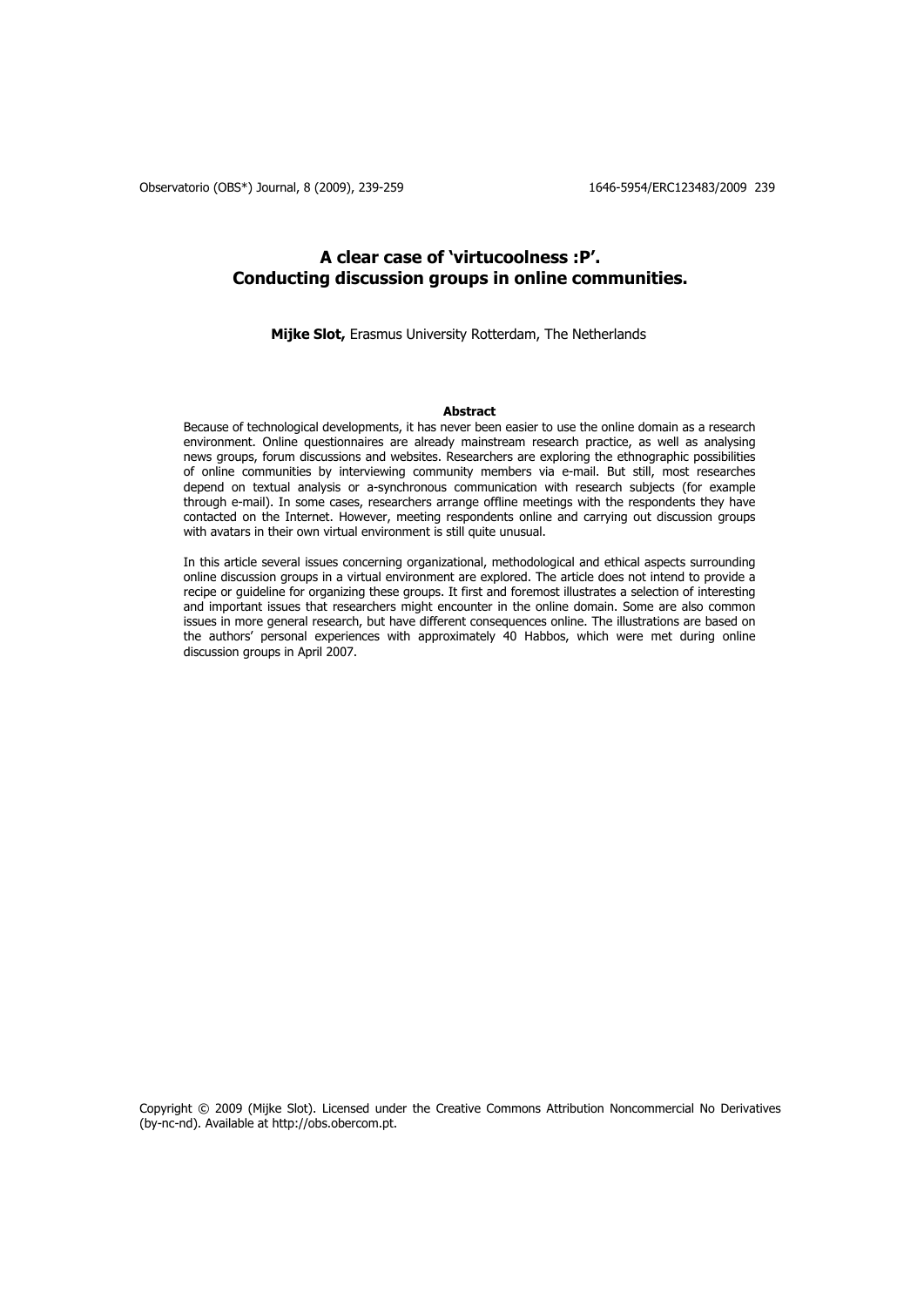# A clear case of 'virtucoolness :P'.
# Conducting discussion groups in online communities.

**Mijke Slot,** Erasmus University Rotterdam, The Netherlands

**Abstract**

Because of technological developments, it has never been easier to use the online domain as a research environment. Online questionnaires are already mainstream research practice, as well as analysing news groups, forum discussions and websites. Researchers are exploring the ethnographic possibilities of online communities by interviewing community members via e-mail. But still, most researches depend on textual analysis or a-synchronous communication with research subjects (for example through e-mail). In some cases, researchers arrange offline meetings with the respondents they have contacted on the Internet. However, meeting respondents online and carrying out discussion groups with avatars in their own virtual environment is still quite unusual.

In this article several issues concerning organizational, methodological and ethical aspects surrounding online discussion groups in a virtual environment are explored. The article does not intend to provide a recipe or guideline for organizing these groups. It first and foremost illustrates a selection of interesting and important issues that researchers might encounter in the online domain. Some are also common issues in more general research, but have different consequences online. The illustrations are based on the authors' personal experiences with approximately 40 Habbos, which were met during online discussion groups in April 2007.

Copyright © 2009 (Mijke Slot). Licensed under the Creative Commons Attribution Noncommercial No Derivatives (by-nc-nd). Available at http://obs.obercom.pt.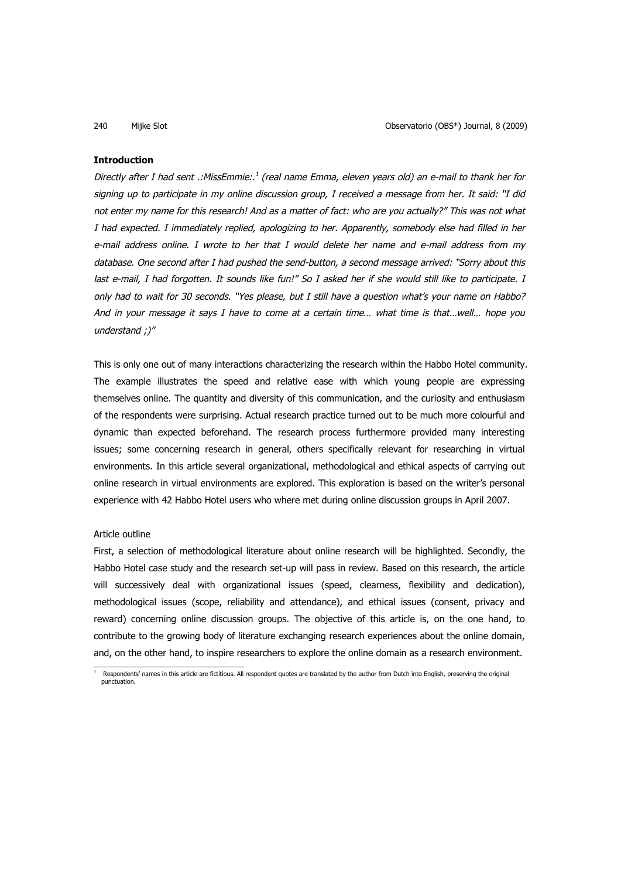**Introduction**

*Directly after I had sent .:MissEmmie:.[1] (real name Emma, eleven years old) an e-mail to thank her for signing up to participate in my online discussion group, I received a message from her. It said: "I did not enter my name for this research! And as a matter of fact: who are you actually?" This was not what I had expected. I immediately replied, apologizing to her. Apparently, somebody else had filled in her e-mail address online. I wrote to her that I would delete her name and e-mail address from my database. One second after I had pushed the send-button, a second message arrived: "Sorry about this last e-mail, I had forgotten. It sounds like fun!" So I asked her if she would still like to participate. I only had to wait for 30 seconds. "Yes please, but I still have a question what's your name on Habbo? And in your message it says I have to come at a certain time… what time is that…well… hope you understand ;)"*

This is only one out of many interactions characterizing the research within the Habbo Hotel community. The example illustrates the speed and relative ease with which young people are expressing themselves online. The quantity and diversity of this communication, and the curiosity and enthusiasm of the respondents were surprising. Actual research practice turned out to be much more colourful and dynamic than expected beforehand. The research process furthermore provided many interesting issues; some concerning research in general, others specifically relevant for researching in virtual environments. In this article several organizational, methodological and ethical aspects of carrying out online research in virtual environments are explored. This exploration is based on the writer's personal experience with 42 Habbo Hotel users who where met during online discussion groups in April 2007.

Article outline

First, a selection of methodological literature about online research will be highlighted. Secondly, the Habbo Hotel case study and the research set-up will pass in review. Based on this research, the article will successively deal with organizational issues (speed, clearness, flexibility and dedication), methodological issues (scope, reliability and attendance), and ethical issues (consent, privacy and reward) concerning online discussion groups. The objective of this article is, on the one hand, to contribute to the growing body of literature exchanging research experiences about the online domain, and, on the other hand, to inspire researchers to explore the online domain as a research environment.

[1] Respondents' names in this article are fictitious. All respondent quotes are translated by the author from Dutch into English, preserving the original punctuation.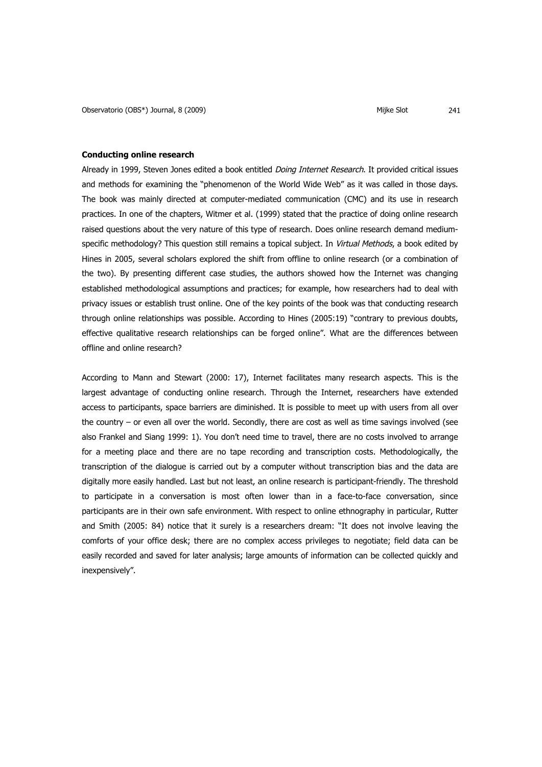**Conducting online research**

Already in 1999, Steven Jones edited a book entitled *Doing Internet Research*. It provided critical issues and methods for examining the "phenomenon of the World Wide Web" as it was called in those days. The book was mainly directed at computer-mediated communication (CMC) and its use in research practices. In one of the chapters, Witmer et al. (1999) stated that the practice of doing online research raised questions about the very nature of this type of research. Does online research demand medium-specific methodology? This question still remains a topical subject. In *Virtual Methods*, a book edited by Hines in 2005, several scholars explored the shift from offline to online research (or a combination of the two). By presenting different case studies, the authors showed how the Internet was changing established methodological assumptions and practices; for example, how researchers had to deal with privacy issues or establish trust online. One of the key points of the book was that conducting research through online relationships was possible. According to Hines (2005:19) "contrary to previous doubts, effective qualitative research relationships can be forged online". What are the differences between offline and online research?

According to Mann and Stewart (2000: 17), Internet facilitates many research aspects. This is the largest advantage of conducting online research. Through the Internet, researchers have extended access to participants, space barriers are diminished. It is possible to meet up with users from all over the country – or even all over the world. Secondly, there are cost as well as time savings involved (see also Frankel and Siang 1999: 1). You don't need time to travel, there are no costs involved to arrange for a meeting place and there are no tape recording and transcription costs. Methodologically, the transcription of the dialogue is carried out by a computer without transcription bias and the data are digitally more easily handled. Last but not least, an online research is participant-friendly. The threshold to participate in a conversation is most often lower than in a face-to-face conversation, since participants are in their own safe environment. With respect to online ethnography in particular, Rutter and Smith (2005: 84) notice that it surely is a researchers dream: "It does not involve leaving the comforts of your office desk; there are no complex access privileges to negotiate; field data can be easily recorded and saved for later analysis; large amounts of information can be collected quickly and inexpensively".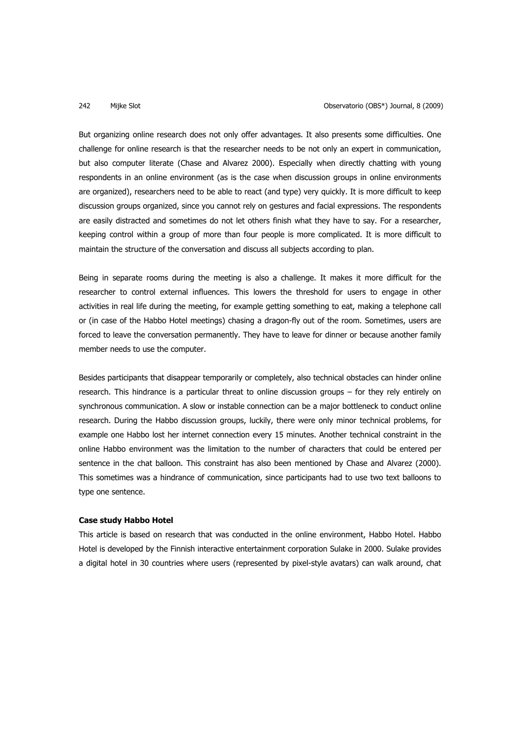But organizing online research does not only offer advantages. It also presents some difficulties. One challenge for online research is that the researcher needs to be not only an expert in communication, but also computer literate (Chase and Alvarez 2000). Especially when directly chatting with young respondents in an online environment (as is the case when discussion groups in online environments are organized), researchers need to be able to react (and type) very quickly. It is more difficult to keep discussion groups organized, since you cannot rely on gestures and facial expressions. The respondents are easily distracted and sometimes do not let others finish what they have to say. For a researcher, keeping control within a group of more than four people is more complicated. It is more difficult to maintain the structure of the conversation and discuss all subjects according to plan.

Being in separate rooms during the meeting is also a challenge. It makes it more difficult for the researcher to control external influences. This lowers the threshold for users to engage in other activities in real life during the meeting, for example getting something to eat, making a telephone call or (in case of the Habbo Hotel meetings) chasing a dragon-fly out of the room. Sometimes, users are forced to leave the conversation permanently. They have to leave for dinner or because another family member needs to use the computer.

Besides participants that disappear temporarily or completely, also technical obstacles can hinder online research. This hindrance is a particular threat to online discussion groups – for they rely entirely on synchronous communication. A slow or instable connection can be a major bottleneck to conduct online research. During the Habbo discussion groups, luckily, there were only minor technical problems, for example one Habbo lost her internet connection every 15 minutes. Another technical constraint in the online Habbo environment was the limitation to the number of characters that could be entered per sentence in the chat balloon. This constraint has also been mentioned by Chase and Alvarez (2000). This sometimes was a hindrance of communication, since participants had to use two text balloons to type one sentence.

**Case study Habbo Hotel**

This article is based on research that was conducted in the online environment, Habbo Hotel. Habbo Hotel is developed by the Finnish interactive entertainment corporation Sulake in 2000. Sulake provides a digital hotel in 30 countries where users (represented by pixel-style avatars) can walk around, chat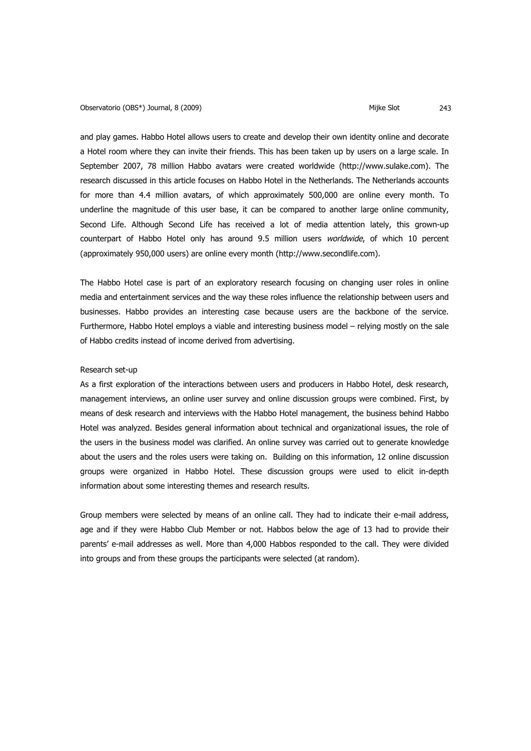and play games. Habbo Hotel allows users to create and develop their own identity online and decorate a Hotel room where they can invite their friends. This has been taken up by users on a large scale. In September 2007, 78 million Habbo avatars were created worldwide (http://www.sulake.com). The research discussed in this article focuses on Habbo Hotel in the Netherlands. The Netherlands accounts for more than 4.4 million avatars, of which approximately 500,000 are online every month. To underline the magnitude of this user base, it can be compared to another large online community, Second Life. Although Second Life has received a lot of media attention lately, this grown-up counterpart of Habbo Hotel only has around 9.5 million users *worldwide*, of which 10 percent (approximately 950,000 users) are online every month (http://www.secondlife.com).

The Habbo Hotel case is part of an exploratory research focusing on changing user roles in online media and entertainment services and the way these roles influence the relationship between users and businesses. Habbo provides an interesting case because users are the backbone of the service. Furthermore, Habbo Hotel employs a viable and interesting business model – relying mostly on the sale of Habbo credits instead of income derived from advertising.

### Research set-up

As a first exploration of the interactions between users and producers in Habbo Hotel, desk research, management interviews, an online user survey and online discussion groups were combined. First, by means of desk research and interviews with the Habbo Hotel management, the business behind Habbo Hotel was analyzed. Besides general information about technical and organizational issues, the role of the users in the business model was clarified. An online survey was carried out to generate knowledge about the users and the roles users were taking on. Building on this information, 12 online discussion groups were organized in Habbo Hotel. These discussion groups were used to elicit in-depth information about some interesting themes and research results.

Group members were selected by means of an online call. They had to indicate their e-mail address, age and if they were Habbo Club Member or not. Habbos below the age of 13 had to provide their parents' e-mail addresses as well. More than 4,000 Habbos responded to the call. They were divided into groups and from these groups the participants were selected (at random).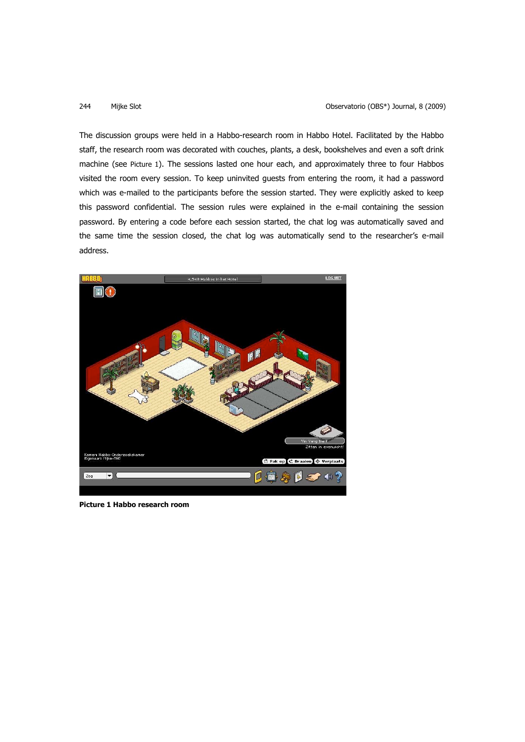The discussion groups were held in a Habbo-research room in Habbo Hotel. Facilitated by the Habbo staff, the research room was decorated with couches, plants, a desk, bookshelves and even a soft drink machine (see Picture 1). The sessions lasted one hour each, and approximately three to four Habbos visited the room every session. To keep uninvited guests from entering the room, it had a password which was e-mailed to the participants before the session started. They were explicitly asked to keep this password confidential. The session rules were explained in the e-mail containing the session password. By entering a code before each session started, the chat log was automatically saved and the same time the session closed, the chat log was automatically send to the researcher's e-mail address.

**Picture 1 Habbo research room**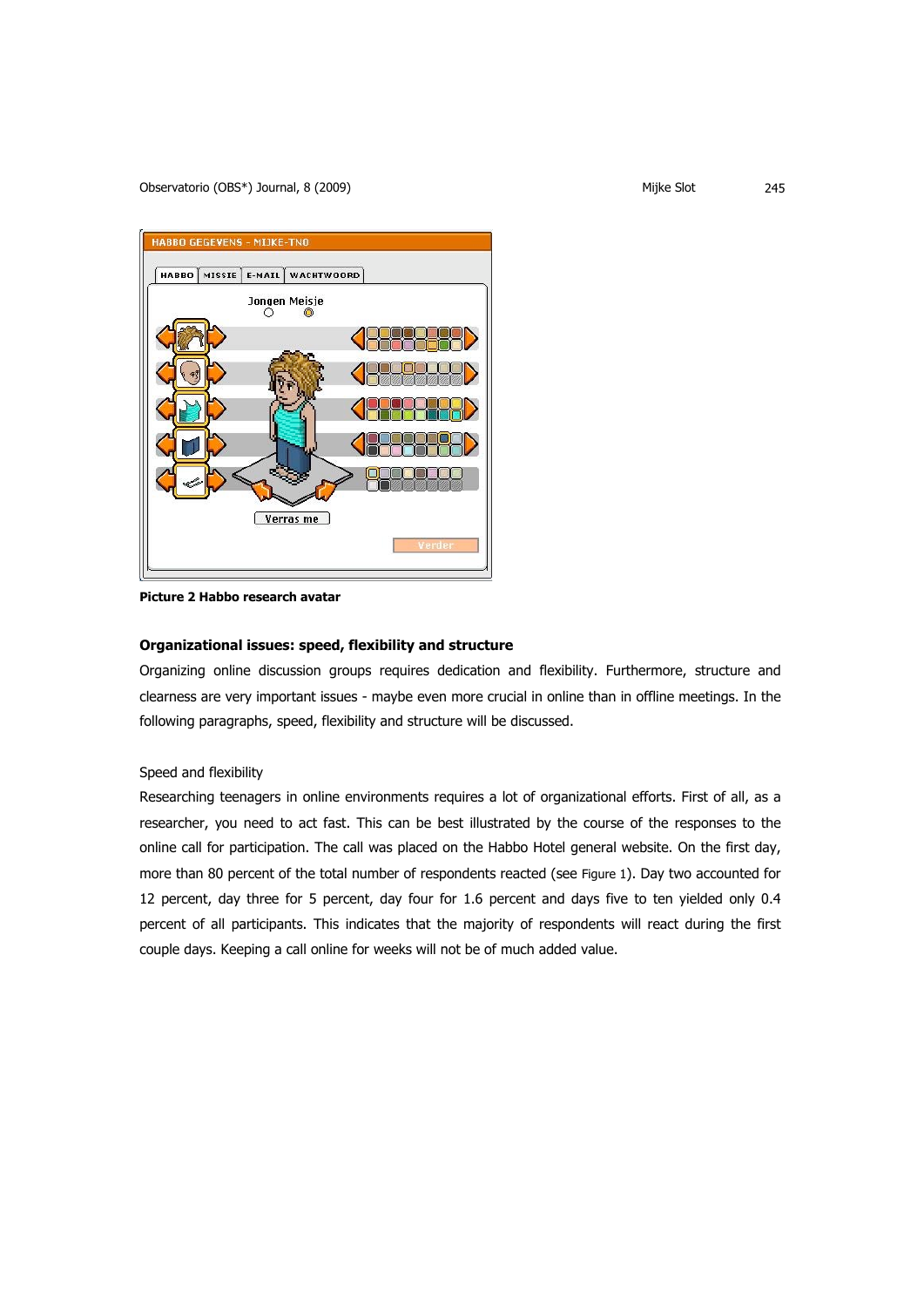Picture 2 Habbo research avatar

### Organizational issues: speed, flexibility and structure

Organizing online discussion groups requires dedication and flexibility. Furthermore, structure and clearness are very important issues - maybe even more crucial in online than in offline meetings. In the following paragraphs, speed, flexibility and structure will be discussed.

#### Speed and flexibility

Researching teenagers in online environments requires a lot of organizational efforts. First of all, as a researcher, you need to act fast. This can be best illustrated by the course of the responses to the online call for participation. The call was placed on the Habbo Hotel general website. On the first day, more than 80 percent of the total number of respondents reacted (see Figure 1). Day two accounted for 12 percent, day three for 5 percent, day four for 1.6 percent and days five to ten yielded only 0.4 percent of all participants. This indicates that the majority of respondents will react during the first couple days. Keeping a call online for weeks will not be of much added value.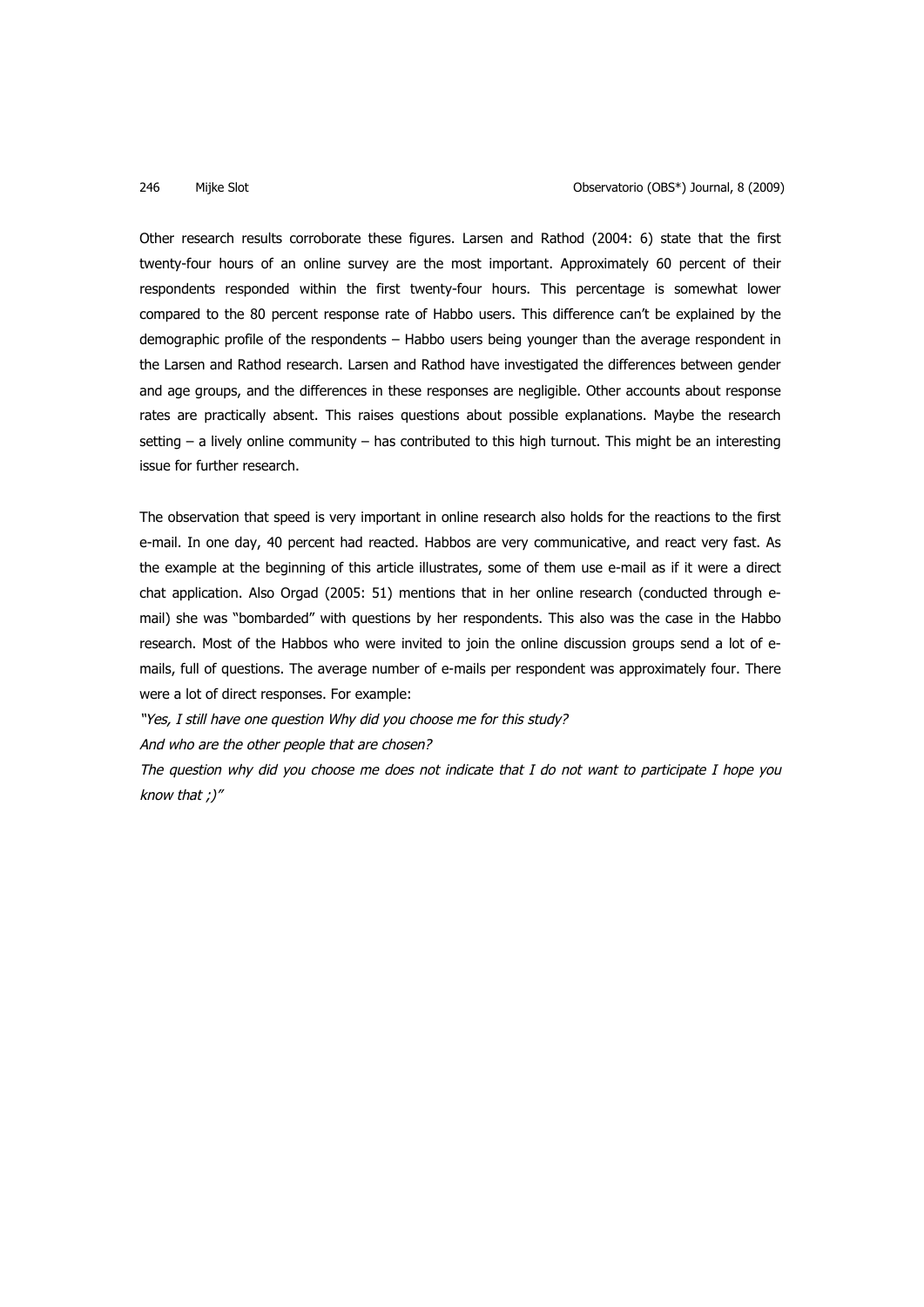Other research results corroborate these figures. Larsen and Rathod (2004: 6) state that the first twenty-four hours of an online survey are the most important. Approximately 60 percent of their respondents responded within the first twenty-four hours. This percentage is somewhat lower compared to the 80 percent response rate of Habbo users. This difference can't be explained by the demographic profile of the respondents – Habbo users being younger than the average respondent in the Larsen and Rathod research. Larsen and Rathod have investigated the differences between gender and age groups, and the differences in these responses are negligible. Other accounts about response rates are practically absent. This raises questions about possible explanations. Maybe the research setting – a lively online community – has contributed to this high turnout. This might be an interesting issue for further research.

The observation that speed is very important in online research also holds for the reactions to the first e-mail. In one day, 40 percent had reacted. Habbos are very communicative, and react very fast. As the example at the beginning of this article illustrates, some of them use e-mail as if it were a direct chat application. Also Orgad (2005: 51) mentions that in her online research (conducted through e-mail) she was "bombarded" with questions by her respondents. This also was the case in the Habbo research. Most of the Habbos who were invited to join the online discussion groups send a lot of e-mails, full of questions. The average number of e-mails per respondent was approximately four. There were a lot of direct responses. For example:

*"Yes, I still have one question Why did you choose me for this study?*
*And who are the other people that are chosen?*
*The question why did you choose me does not indicate that I do not want to participate I hope you know that ;)"*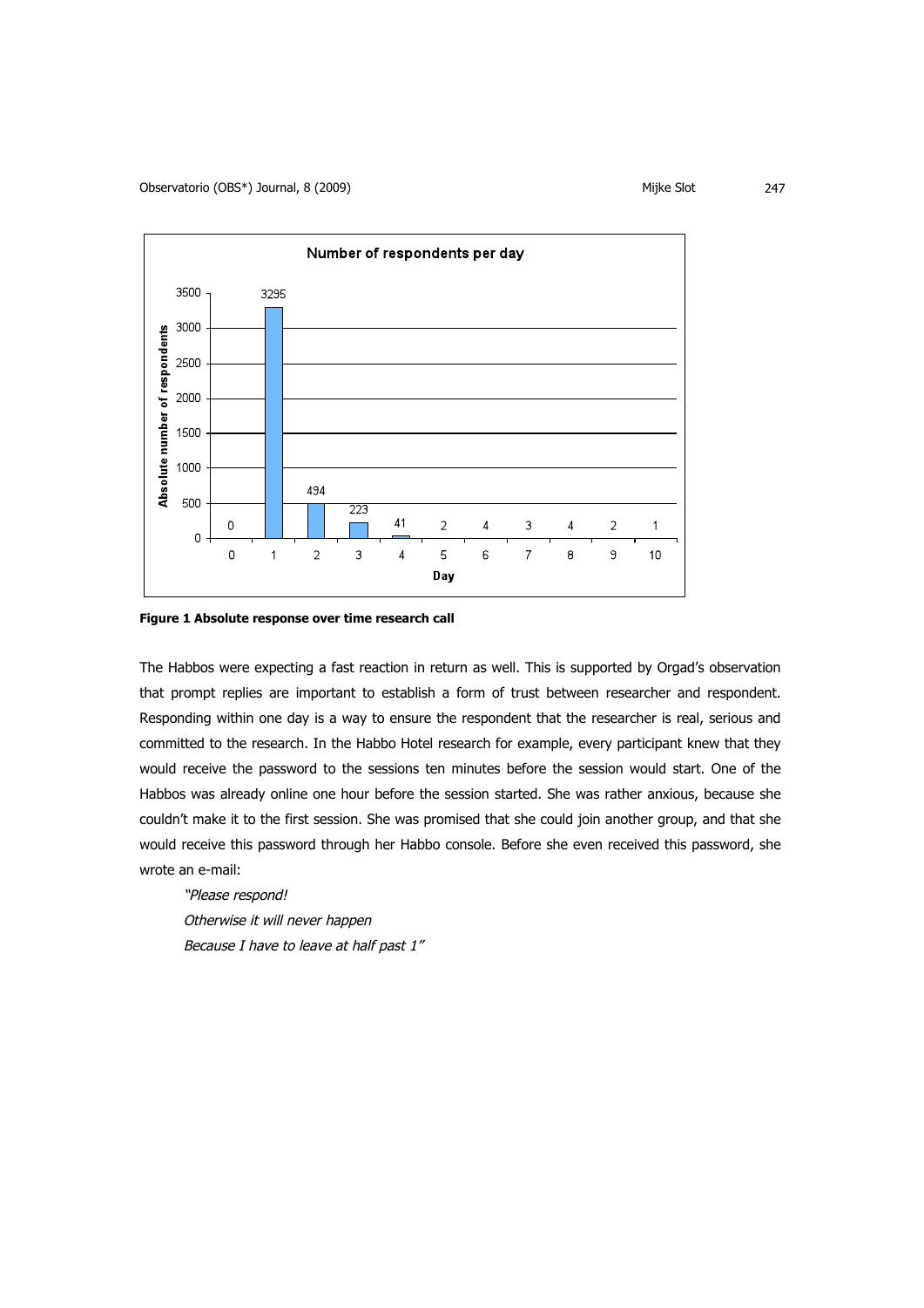**Figure 1 Absolute response over time research call**

The Habbos were expecting a fast reaction in return as well. This is supported by Orgad's observation that prompt replies are important to establish a form of trust between researcher and respondent. Responding within one day is a way to ensure the respondent that the researcher is real, serious and committed to the research. In the Habbo Hotel research for example, every participant knew that they would receive the password to the sessions ten minutes before the session would start. One of the Habbos was already online one hour before the session started. She was rather anxious, because she couldn't make it to the first session. She was promised that she could join another group, and that she would receive this password through her Habbo console. Before she even received this password, she wrote an e-mail:

> *"Please respond!*
> *Otherwise it will never happen*
> *Because I have to leave at half past 1"*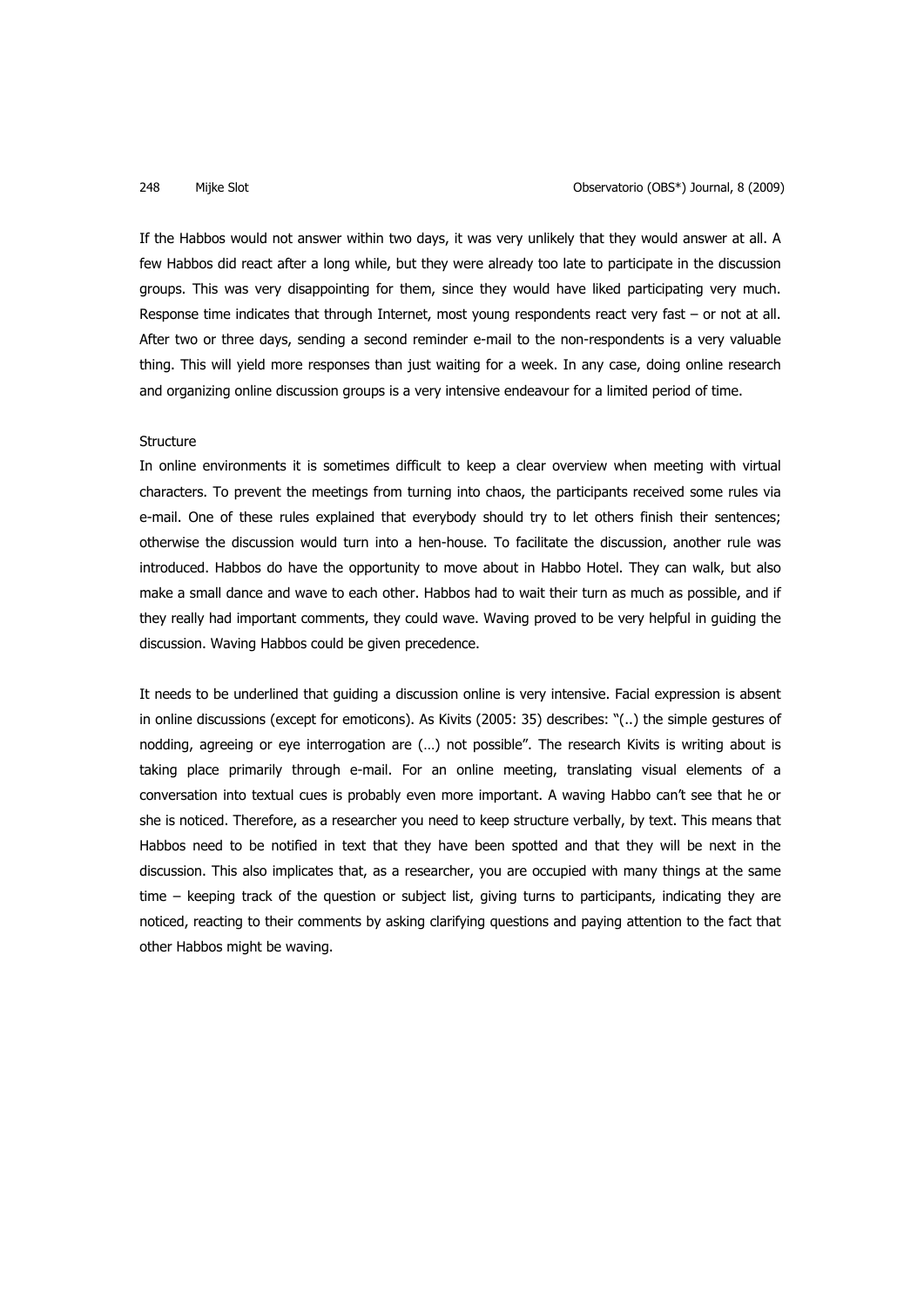If the Habbos would not answer within two days, it was very unlikely that they would answer at all. A few Habbos did react after a long while, but they were already too late to participate in the discussion groups. This was very disappointing for them, since they would have liked participating very much. Response time indicates that through Internet, most young respondents react very fast – or not at all. After two or three days, sending a second reminder e-mail to the non-respondents is a very valuable thing. This will yield more responses than just waiting for a week. In any case, doing online research and organizing online discussion groups is a very intensive endeavour for a limited period of time.

Structure

In online environments it is sometimes difficult to keep a clear overview when meeting with virtual characters. To prevent the meetings from turning into chaos, the participants received some rules via e-mail. One of these rules explained that everybody should try to let others finish their sentences; otherwise the discussion would turn into a hen-house. To facilitate the discussion, another rule was introduced. Habbos do have the opportunity to move about in Habbo Hotel. They can walk, but also make a small dance and wave to each other. Habbos had to wait their turn as much as possible, and if they really had important comments, they could wave. Waving proved to be very helpful in guiding the discussion. Waving Habbos could be given precedence.

It needs to be underlined that guiding a discussion online is very intensive. Facial expression is absent in online discussions (except for emoticons). As Kivits (2005: 35) describes: "(..) the simple gestures of nodding, agreeing or eye interrogation are (…) not possible". The research Kivits is writing about is taking place primarily through e-mail. For an online meeting, translating visual elements of a conversation into textual cues is probably even more important. A waving Habbo can't see that he or she is noticed. Therefore, as a researcher you need to keep structure verbally, by text. This means that Habbos need to be notified in text that they have been spotted and that they will be next in the discussion. This also implicates that, as a researcher, you are occupied with many things at the same time – keeping track of the question or subject list, giving turns to participants, indicating they are noticed, reacting to their comments by asking clarifying questions and paying attention to the fact that other Habbos might be waving.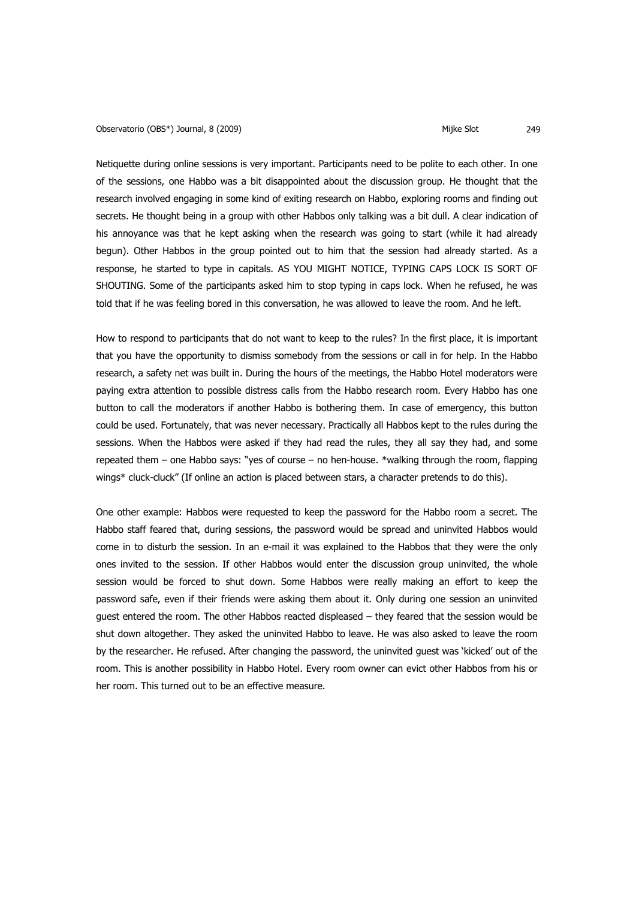Netiquette during online sessions is very important. Participants need to be polite to each other. In one of the sessions, one Habbo was a bit disappointed about the discussion group. He thought that the research involved engaging in some kind of exiting research on Habbo, exploring rooms and finding out secrets. He thought being in a group with other Habbos only talking was a bit dull. A clear indication of his annoyance was that he kept asking when the research was going to start (while it had already begun). Other Habbos in the group pointed out to him that the session had already started. As a response, he started to type in capitals. AS YOU MIGHT NOTICE, TYPING CAPS LOCK IS SORT OF SHOUTING. Some of the participants asked him to stop typing in caps lock. When he refused, he was told that if he was feeling bored in this conversation, he was allowed to leave the room. And he left.

How to respond to participants that do not want to keep to the rules? In the first place, it is important that you have the opportunity to dismiss somebody from the sessions or call in for help. In the Habbo research, a safety net was built in. During the hours of the meetings, the Habbo Hotel moderators were paying extra attention to possible distress calls from the Habbo research room. Every Habbo has one button to call the moderators if another Habbo is bothering them. In case of emergency, this button could be used. Fortunately, that was never necessary. Practically all Habbos kept to the rules during the sessions. When the Habbos were asked if they had read the rules, they all say they had, and some repeated them – one Habbo says: "yes of course – no hen-house. *walking through the room, flapping wings* cluck-cluck" (If online an action is placed between stars, a character pretends to do this).

One other example: Habbos were requested to keep the password for the Habbo room a secret. The Habbo staff feared that, during sessions, the password would be spread and uninvited Habbos would come in to disturb the session. In an e-mail it was explained to the Habbos that they were the only ones invited to the session. If other Habbos would enter the discussion group uninvited, the whole session would be forced to shut down. Some Habbos were really making an effort to keep the password safe, even if their friends were asking them about it. Only during one session an uninvited guest entered the room. The other Habbos reacted displeased – they feared that the session would be shut down altogether. They asked the uninvited Habbo to leave. He was also asked to leave the room by the researcher. He refused. After changing the password, the uninvited guest was 'kicked' out of the room. This is another possibility in Habbo Hotel. Every room owner can evict other Habbos from his or her room. This turned out to be an effective measure.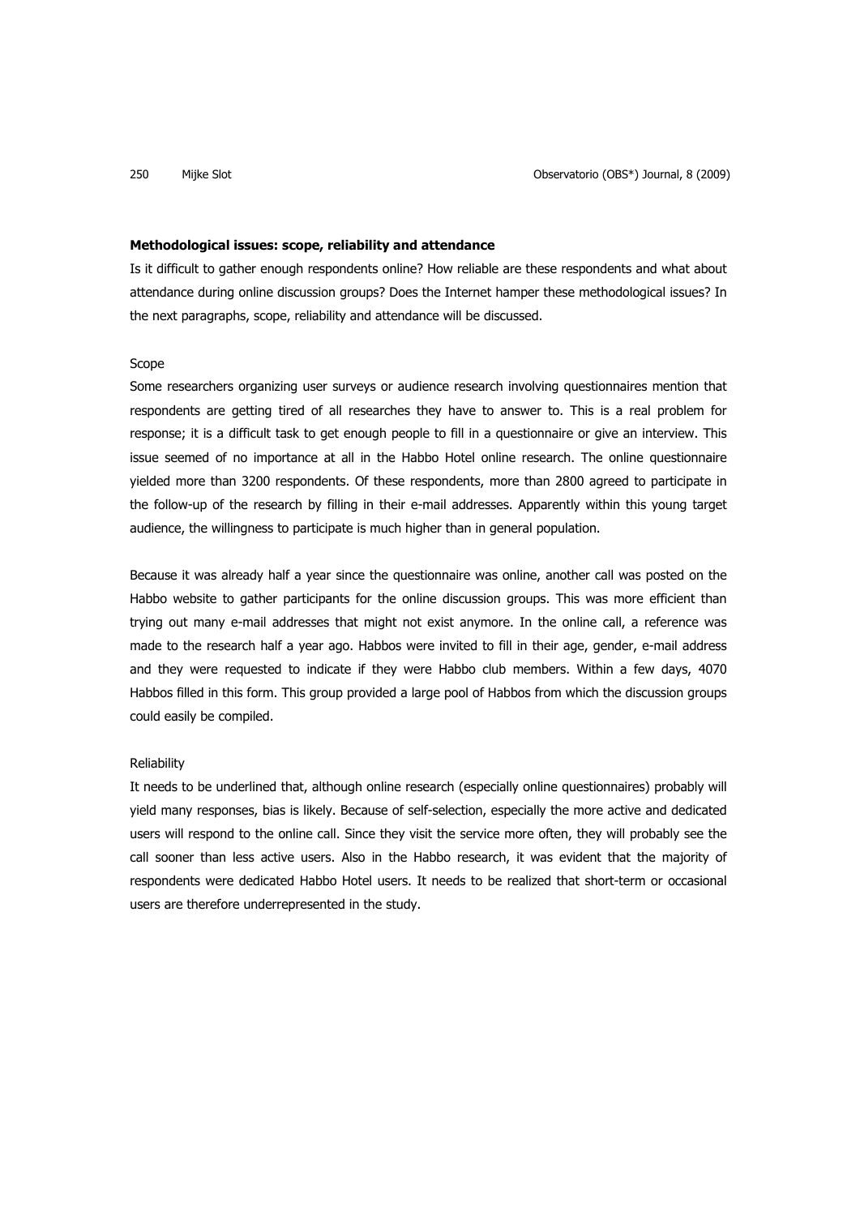**Methodological issues: scope, reliability and attendance**

Is it difficult to gather enough respondents online? How reliable are these respondents and what about attendance during online discussion groups? Does the Internet hamper these methodological issues? In the next paragraphs, scope, reliability and attendance will be discussed.

Scope

Some researchers organizing user surveys or audience research involving questionnaires mention that respondents are getting tired of all researches they have to answer to. This is a real problem for response; it is a difficult task to get enough people to fill in a questionnaire or give an interview. This issue seemed of no importance at all in the Habbo Hotel online research. The online questionnaire yielded more than 3200 respondents. Of these respondents, more than 2800 agreed to participate in the follow-up of the research by filling in their e-mail addresses. Apparently within this young target audience, the willingness to participate is much higher than in general population.

Because it was already half a year since the questionnaire was online, another call was posted on the Habbo website to gather participants for the online discussion groups. This was more efficient than trying out many e-mail addresses that might not exist anymore. In the online call, a reference was made to the research half a year ago. Habbos were invited to fill in their age, gender, e-mail address and they were requested to indicate if they were Habbo club members. Within a few days, 4070 Habbos filled in this form. This group provided a large pool of Habbos from which the discussion groups could easily be compiled.

Reliability

It needs to be underlined that, although online research (especially online questionnaires) probably will yield many responses, bias is likely. Because of self-selection, especially the more active and dedicated users will respond to the online call. Since they visit the service more often, they will probably see the call sooner than less active users. Also in the Habbo research, it was evident that the majority of respondents were dedicated Habbo Hotel users. It needs to be realized that short-term or occasional users are therefore underrepresented in the study.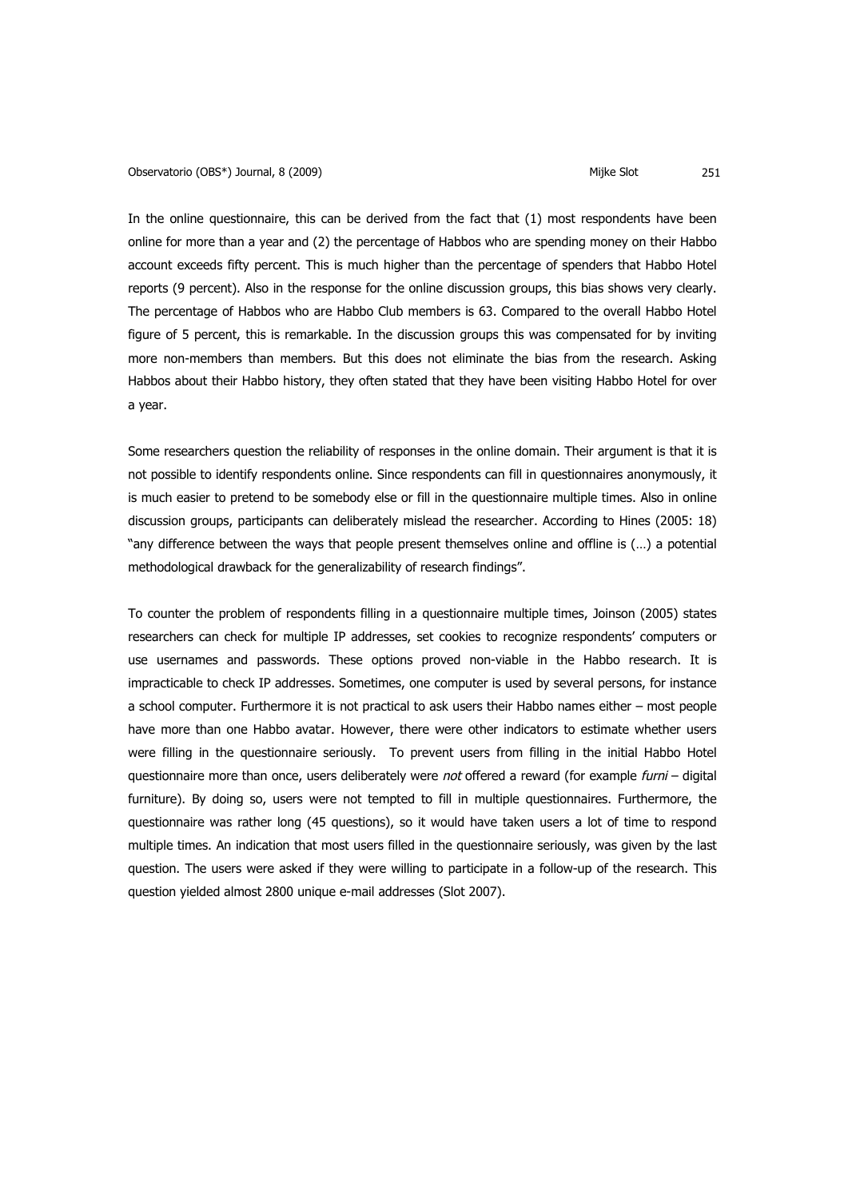In the online questionnaire, this can be derived from the fact that (1) most respondents have been online for more than a year and (2) the percentage of Habbos who are spending money on their Habbo account exceeds fifty percent. This is much higher than the percentage of spenders that Habbo Hotel reports (9 percent). Also in the response for the online discussion groups, this bias shows very clearly. The percentage of Habbos who are Habbo Club members is 63. Compared to the overall Habbo Hotel figure of 5 percent, this is remarkable. In the discussion groups this was compensated for by inviting more non-members than members. But this does not eliminate the bias from the research. Asking Habbos about their Habbo history, they often stated that they have been visiting Habbo Hotel for over a year.

Some researchers question the reliability of responses in the online domain. Their argument is that it is not possible to identify respondents online. Since respondents can fill in questionnaires anonymously, it is much easier to pretend to be somebody else or fill in the questionnaire multiple times. Also in online discussion groups, participants can deliberately mislead the researcher. According to Hines (2005: 18) "any difference between the ways that people present themselves online and offline is (…) a potential methodological drawback for the generalizability of research findings".

To counter the problem of respondents filling in a questionnaire multiple times, Joinson (2005) states researchers can check for multiple IP addresses, set cookies to recognize respondents' computers or use usernames and passwords. These options proved non-viable in the Habbo research. It is impracticable to check IP addresses. Sometimes, one computer is used by several persons, for instance a school computer. Furthermore it is not practical to ask users their Habbo names either – most people have more than one Habbo avatar. However, there were other indicators to estimate whether users were filling in the questionnaire seriously. To prevent users from filling in the initial Habbo Hotel questionnaire more than once, users deliberately were *not* offered a reward (for example *furni* – digital furniture). By doing so, users were not tempted to fill in multiple questionnaires. Furthermore, the questionnaire was rather long (45 questions), so it would have taken users a lot of time to respond multiple times. An indication that most users filled in the questionnaire seriously, was given by the last question. The users were asked if they were willing to participate in a follow-up of the research. This question yielded almost 2800 unique e-mail addresses (Slot 2007).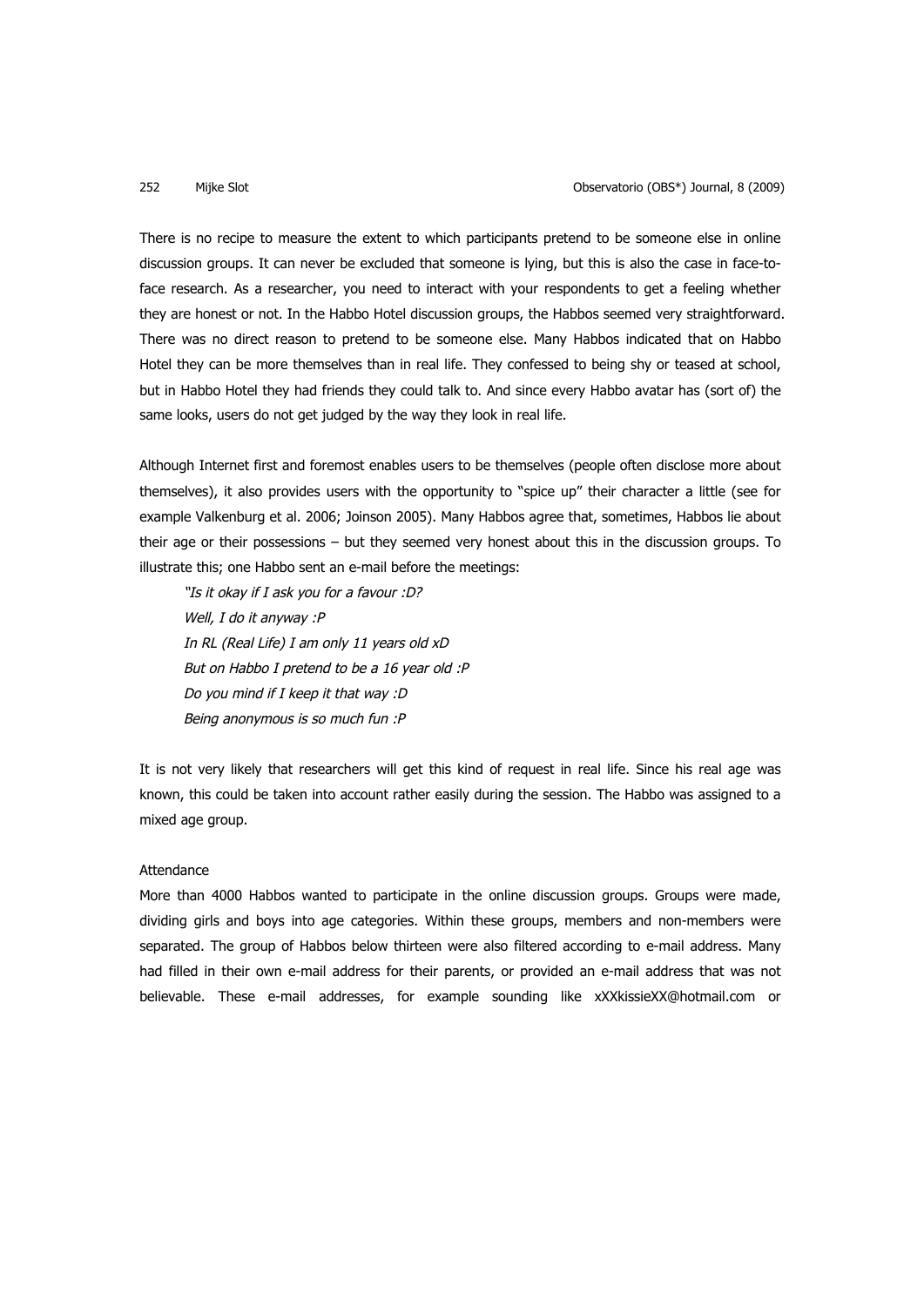There is no recipe to measure the extent to which participants pretend to be someone else in online discussion groups. It can never be excluded that someone is lying, but this is also the case in face-to-face research. As a researcher, you need to interact with your respondents to get a feeling whether they are honest or not. In the Habbo Hotel discussion groups, the Habbos seemed very straightforward. There was no direct reason to pretend to be someone else. Many Habbos indicated that on Habbo Hotel they can be more themselves than in real life. They confessed to being shy or teased at school, but in Habbo Hotel they had friends they could talk to. And since every Habbo avatar has (sort of) the same looks, users do not get judged by the way they look in real life.

Although Internet first and foremost enables users to be themselves (people often disclose more about themselves), it also provides users with the opportunity to "spice up" their character a little (see for example Valkenburg et al. 2006; Joinson 2005). Many Habbos agree that, sometimes, Habbos lie about their age or their possessions – but they seemed very honest about this in the discussion groups. To illustrate this; one Habbo sent an e-mail before the meetings:

> *"Is it okay if I ask you for a favour :D?*
> *Well, I do it anyway :P*
> *In RL (Real Life) I am only 11 years old xD*
> *But on Habbo I pretend to be a 16 year old :P*
> *Do you mind if I keep it that way :D*
> *Being anonymous is so much fun :P*

It is not very likely that researchers will get this kind of request in real life. Since his real age was known, this could be taken into account rather easily during the session. The Habbo was assigned to a mixed age group.

### Attendance

More than 4000 Habbos wanted to participate in the online discussion groups. Groups were made, dividing girls and boys into age categories. Within these groups, members and non-members were separated. The group of Habbos below thirteen were also filtered according to e-mail address. Many had filled in their own e-mail address for their parents, or provided an e-mail address that was not believable. These e-mail addresses, for example sounding like xXXkissieXX@hotmail.com or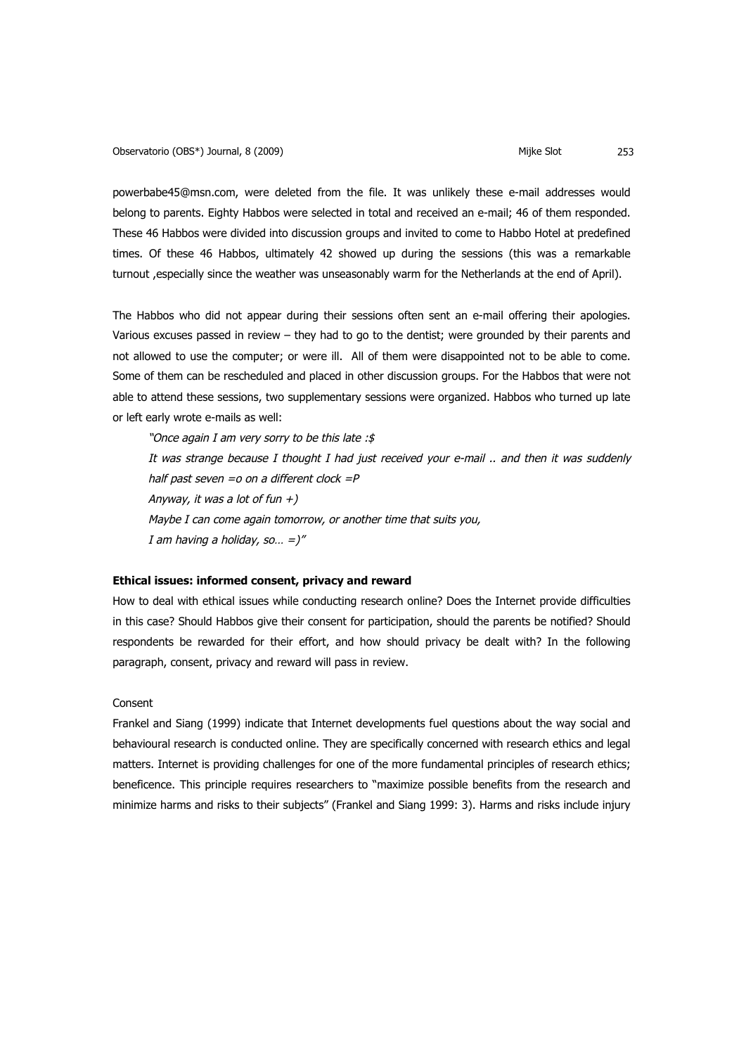powerbabe45@msn.com, were deleted from the file. It was unlikely these e-mail addresses would belong to parents. Eighty Habbos were selected in total and received an e-mail; 46 of them responded. These 46 Habbos were divided into discussion groups and invited to come to Habbo Hotel at predefined times. Of these 46 Habbos, ultimately 42 showed up during the sessions (this was a remarkable turnout ,especially since the weather was unseasonably warm for the Netherlands at the end of April).

The Habbos who did not appear during their sessions often sent an e-mail offering their apologies. Various excuses passed in review – they had to go to the dentist; were grounded by their parents and not allowed to use the computer; or were ill. All of them were disappointed not to be able to come. Some of them can be rescheduled and placed in other discussion groups. For the Habbos that were not able to attend these sessions, two supplementary sessions were organized. Habbos who turned up late or left early wrote e-mails as well:

> *"Once again I am very sorry to be this late :$*
> *It was strange because I thought I had just received your e-mail .. and then it was suddenly half past seven =o on a different clock =P*
> *Anyway, it was a lot of fun +)*
> *Maybe I can come again tomorrow, or another time that suits you,*
> *I am having a holiday, so… =)"*

**Ethical issues: informed consent, privacy and reward**

How to deal with ethical issues while conducting research online? Does the Internet provide difficulties in this case? Should Habbos give their consent for participation, should the parents be notified? Should respondents be rewarded for their effort, and how should privacy be dealt with? In the following paragraph, consent, privacy and reward will pass in review.

Consent

Frankel and Siang (1999) indicate that Internet developments fuel questions about the way social and behavioural research is conducted online. They are specifically concerned with research ethics and legal matters. Internet is providing challenges for one of the more fundamental principles of research ethics; beneficence. This principle requires researchers to "maximize possible benefits from the research and minimize harms and risks to their subjects" (Frankel and Siang 1999: 3). Harms and risks include injury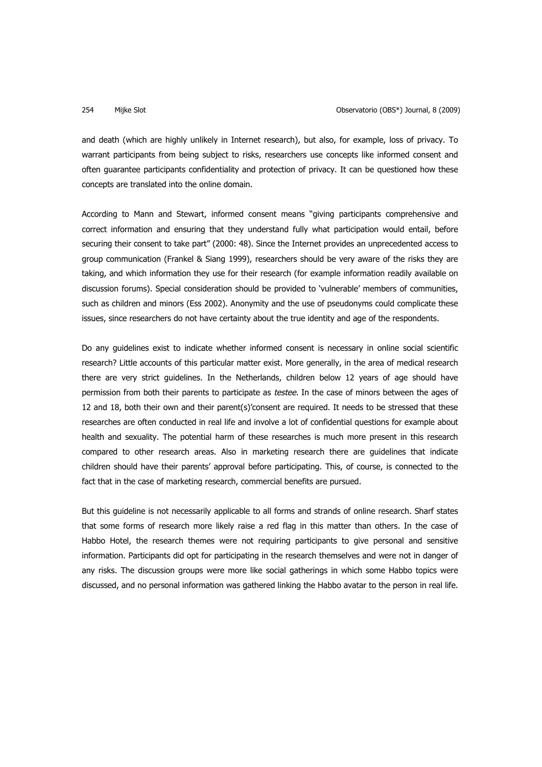and death (which are highly unlikely in Internet research), but also, for example, loss of privacy. To warrant participants from being subject to risks, researchers use concepts like informed consent and often guarantee participants confidentiality and protection of privacy. It can be questioned how these concepts are translated into the online domain.

According to Mann and Stewart, informed consent means "giving participants comprehensive and correct information and ensuring that they understand fully what participation would entail, before securing their consent to take part" (2000: 48). Since the Internet provides an unprecedented access to group communication (Frankel & Siang 1999), researchers should be very aware of the risks they are taking, and which information they use for their research (for example information readily available on discussion forums). Special consideration should be provided to 'vulnerable' members of communities, such as children and minors (Ess 2002). Anonymity and the use of pseudonyms could complicate these issues, since researchers do not have certainty about the true identity and age of the respondents.

Do any guidelines exist to indicate whether informed consent is necessary in online social scientific research? Little accounts of this particular matter exist. More generally, in the area of medical research there are very strict guidelines. In the Netherlands, children below 12 years of age should have permission from both their parents to participate as *testee*. In the case of minors between the ages of 12 and 18, both their own and their parent(s)'consent are required. It needs to be stressed that these researches are often conducted in real life and involve a lot of confidential questions for example about health and sexuality. The potential harm of these researches is much more present in this research compared to other research areas. Also in marketing research there are guidelines that indicate children should have their parents' approval before participating. This, of course, is connected to the fact that in the case of marketing research, commercial benefits are pursued.

But this guideline is not necessarily applicable to all forms and strands of online research. Sharf states that some forms of research more likely raise a red flag in this matter than others. In the case of Habbo Hotel, the research themes were not requiring participants to give personal and sensitive information. Participants did opt for participating in the research themselves and were not in danger of any risks. The discussion groups were more like social gatherings in which some Habbo topics were discussed, and no personal information was gathered linking the Habbo avatar to the person in real life.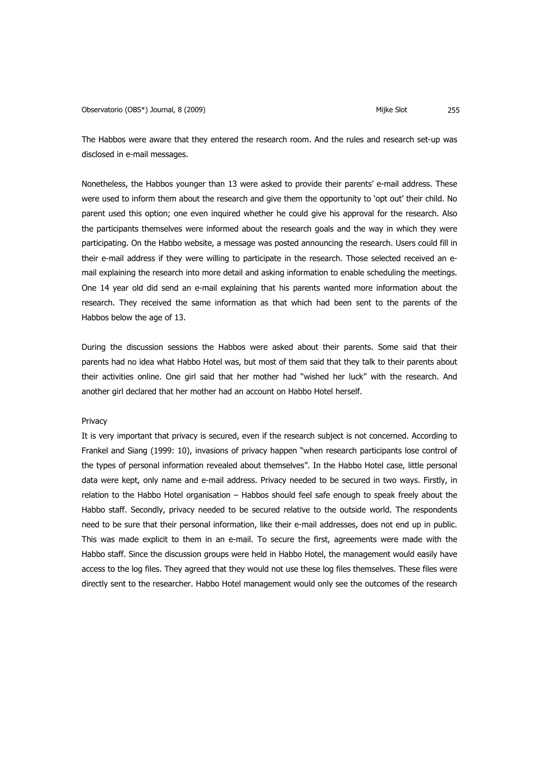The Habbos were aware that they entered the research room. And the rules and research set-up was disclosed in e-mail messages.

Nonetheless, the Habbos younger than 13 were asked to provide their parents' e-mail address. These were used to inform them about the research and give them the opportunity to 'opt out' their child. No parent used this option; one even inquired whether he could give his approval for the research. Also the participants themselves were informed about the research goals and the way in which they were participating. On the Habbo website, a message was posted announcing the research. Users could fill in their e-mail address if they were willing to participate in the research. Those selected received an e-mail explaining the research into more detail and asking information to enable scheduling the meetings. One 14 year old did send an e-mail explaining that his parents wanted more information about the research. They received the same information as that which had been sent to the parents of the Habbos below the age of 13.

During the discussion sessions the Habbos were asked about their parents. Some said that their parents had no idea what Habbo Hotel was, but most of them said that they talk to their parents about their activities online. One girl said that her mother had "wished her luck" with the research. And another girl declared that her mother had an account on Habbo Hotel herself.

### Privacy

It is very important that privacy is secured, even if the research subject is not concerned. According to Frankel and Siang (1999: 10), invasions of privacy happen "when research participants lose control of the types of personal information revealed about themselves". In the Habbo Hotel case, little personal data were kept, only name and e-mail address. Privacy needed to be secured in two ways. Firstly, in relation to the Habbo Hotel organisation – Habbos should feel safe enough to speak freely about the Habbo staff. Secondly, privacy needed to be secured relative to the outside world. The respondents need to be sure that their personal information, like their e-mail addresses, does not end up in public. This was made explicit to them in an e-mail. To secure the first, agreements were made with the Habbo staff. Since the discussion groups were held in Habbo Hotel, the management would easily have access to the log files. They agreed that they would not use these log files themselves. These files were directly sent to the researcher. Habbo Hotel management would only see the outcomes of the research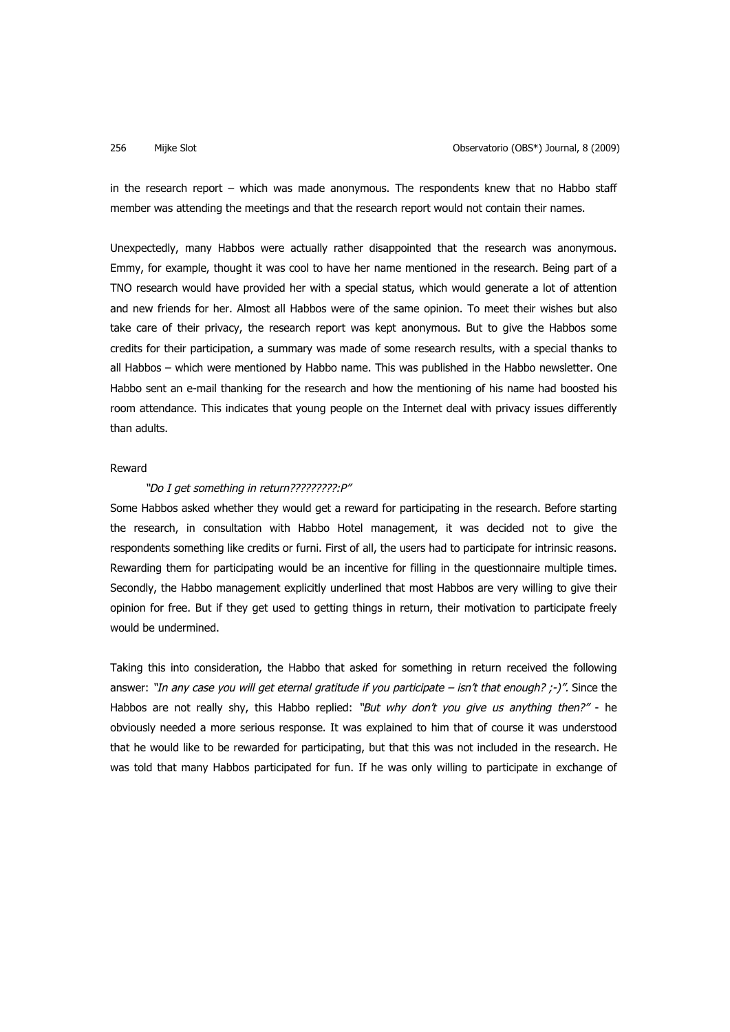in the research report – which was made anonymous. The respondents knew that no Habbo staff member was attending the meetings and that the research report would not contain their names.

Unexpectedly, many Habbos were actually rather disappointed that the research was anonymous. Emmy, for example, thought it was cool to have her name mentioned in the research. Being part of a TNO research would have provided her with a special status, which would generate a lot of attention and new friends for her. Almost all Habbos were of the same opinion. To meet their wishes but also take care of their privacy, the research report was kept anonymous. But to give the Habbos some credits for their participation, a summary was made of some research results, with a special thanks to all Habbos – which were mentioned by Habbo name. This was published in the Habbo newsletter. One Habbo sent an e-mail thanking for the research and how the mentioning of his name had boosted his room attendance. This indicates that young people on the Internet deal with privacy issues differently than adults.

Reward

> *"Do I get something in return?????????:P"*

Some Habbos asked whether they would get a reward for participating in the research. Before starting the research, in consultation with Habbo Hotel management, it was decided not to give the respondents something like credits or furni. First of all, the users had to participate for intrinsic reasons. Rewarding them for participating would be an incentive for filling in the questionnaire multiple times. Secondly, the Habbo management explicitly underlined that most Habbos are very willing to give their opinion for free. But if they get used to getting things in return, their motivation to participate freely would be undermined.

Taking this into consideration, the Habbo that asked for something in return received the following answer: *"In any case you will get eternal gratitude if you participate – isn't that enough? ;-)".* Since the Habbos are not really shy, this Habbo replied: *"But why don't you give us anything then?"* - he obviously needed a more serious response. It was explained to him that of course it was understood that he would like to be rewarded for participating, but that this was not included in the research. He was told that many Habbos participated for fun. If he was only willing to participate in exchange of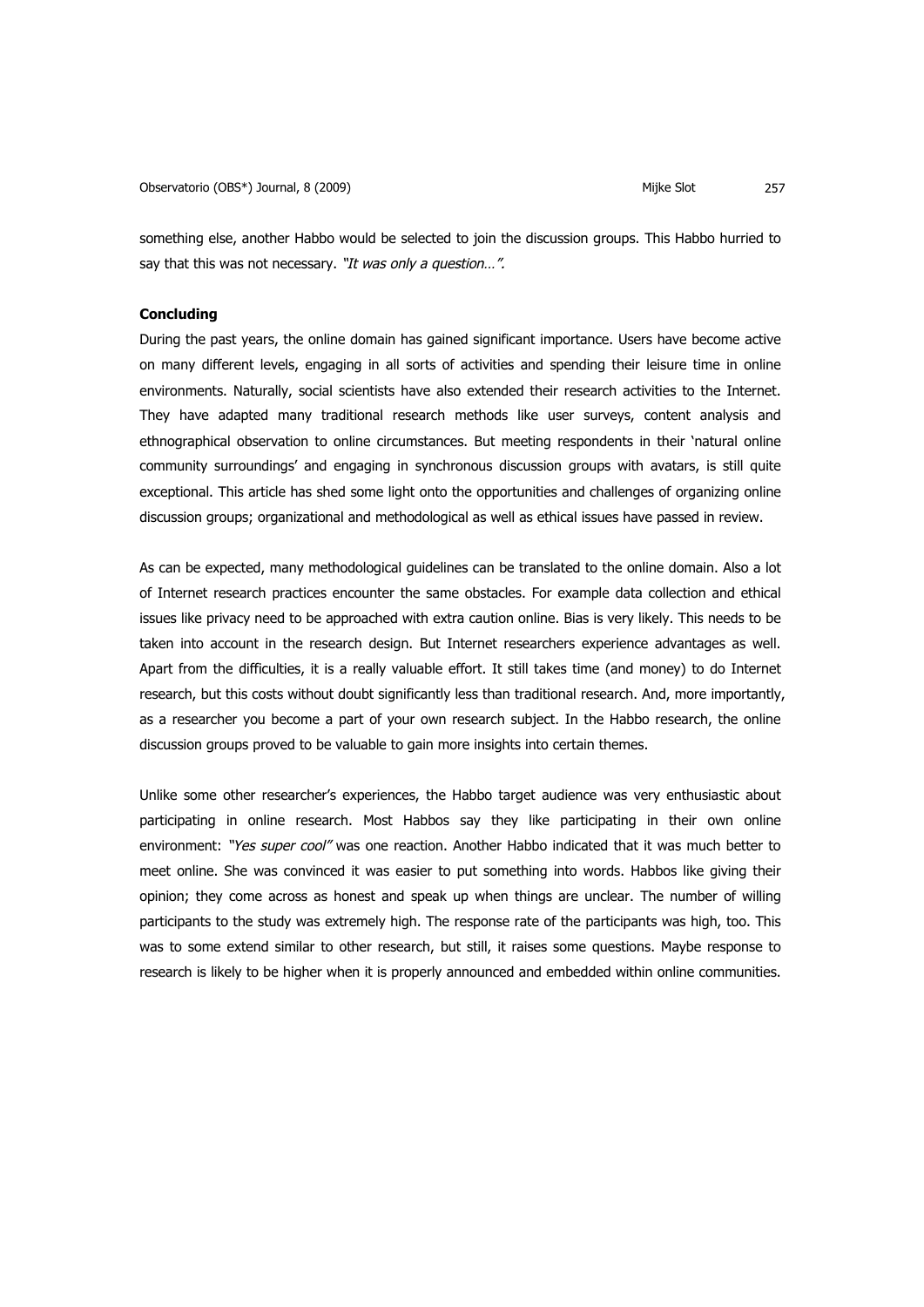something else, another Habbo would be selected to join the discussion groups. This Habbo hurried to say that this was not necessary. *"It was only a question…".*

**Concluding**

During the past years, the online domain has gained significant importance. Users have become active on many different levels, engaging in all sorts of activities and spending their leisure time in online environments. Naturally, social scientists have also extended their research activities to the Internet. They have adapted many traditional research methods like user surveys, content analysis and ethnographical observation to online circumstances. But meeting respondents in their 'natural online community surroundings' and engaging in synchronous discussion groups with avatars, is still quite exceptional. This article has shed some light onto the opportunities and challenges of organizing online discussion groups; organizational and methodological as well as ethical issues have passed in review.

As can be expected, many methodological guidelines can be translated to the online domain. Also a lot of Internet research practices encounter the same obstacles. For example data collection and ethical issues like privacy need to be approached with extra caution online. Bias is very likely. This needs to be taken into account in the research design. But Internet researchers experience advantages as well. Apart from the difficulties, it is a really valuable effort. It still takes time (and money) to do Internet research, but this costs without doubt significantly less than traditional research. And, more importantly, as a researcher you become a part of your own research subject. In the Habbo research, the online discussion groups proved to be valuable to gain more insights into certain themes.

Unlike some other researcher's experiences, the Habbo target audience was very enthusiastic about participating in online research. Most Habbos say they like participating in their own online environment: *"Yes super cool"* was one reaction. Another Habbo indicated that it was much better to meet online. She was convinced it was easier to put something into words. Habbos like giving their opinion; they come across as honest and speak up when things are unclear. The number of willing participants to the study was extremely high. The response rate of the participants was high, too. This was to some extend similar to other research, but still, it raises some questions. Maybe response to research is likely to be higher when it is properly announced and embedded within online communities.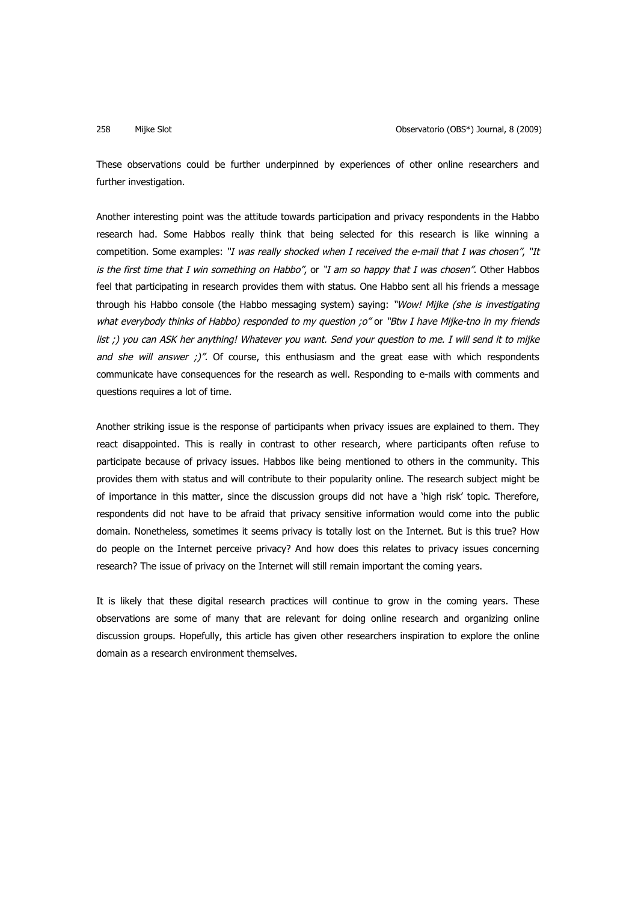These observations could be further underpinned by experiences of other online researchers and further investigation.

Another interesting point was the attitude towards participation and privacy respondents in the Habbo research had. Some Habbos really think that being selected for this research is like winning a competition. Some examples: *"I was really shocked when I received the e-mail that I was chosen"*, *"It is the first time that I win something on Habbo"*, or *"I am so happy that I was chosen"*. Other Habbos feel that participating in research provides them with status. One Habbo sent all his friends a message through his Habbo console (the Habbo messaging system) saying: *"Wow! Mijke (she is investigating what everybody thinks of Habbo) responded to my question ;o"* or *"Btw I have Mijke-tno in my friends list ;) you can ASK her anything! Whatever you want. Send your question to me. I will send it to mijke and she will answer ;)"*. Of course, this enthusiasm and the great ease with which respondents communicate have consequences for the research as well. Responding to e-mails with comments and questions requires a lot of time.

Another striking issue is the response of participants when privacy issues are explained to them. They react disappointed. This is really in contrast to other research, where participants often refuse to participate because of privacy issues. Habbos like being mentioned to others in the community. This provides them with status and will contribute to their popularity online. The research subject might be of importance in this matter, since the discussion groups did not have a 'high risk' topic. Therefore, respondents did not have to be afraid that privacy sensitive information would come into the public domain. Nonetheless, sometimes it seems privacy is totally lost on the Internet. But is this true? How do people on the Internet perceive privacy? And how does this relates to privacy issues concerning research? The issue of privacy on the Internet will still remain important the coming years.

It is likely that these digital research practices will continue to grow in the coming years. These observations are some of many that are relevant for doing online research and organizing online discussion groups. Hopefully, this article has given other researchers inspiration to explore the online domain as a research environment themselves.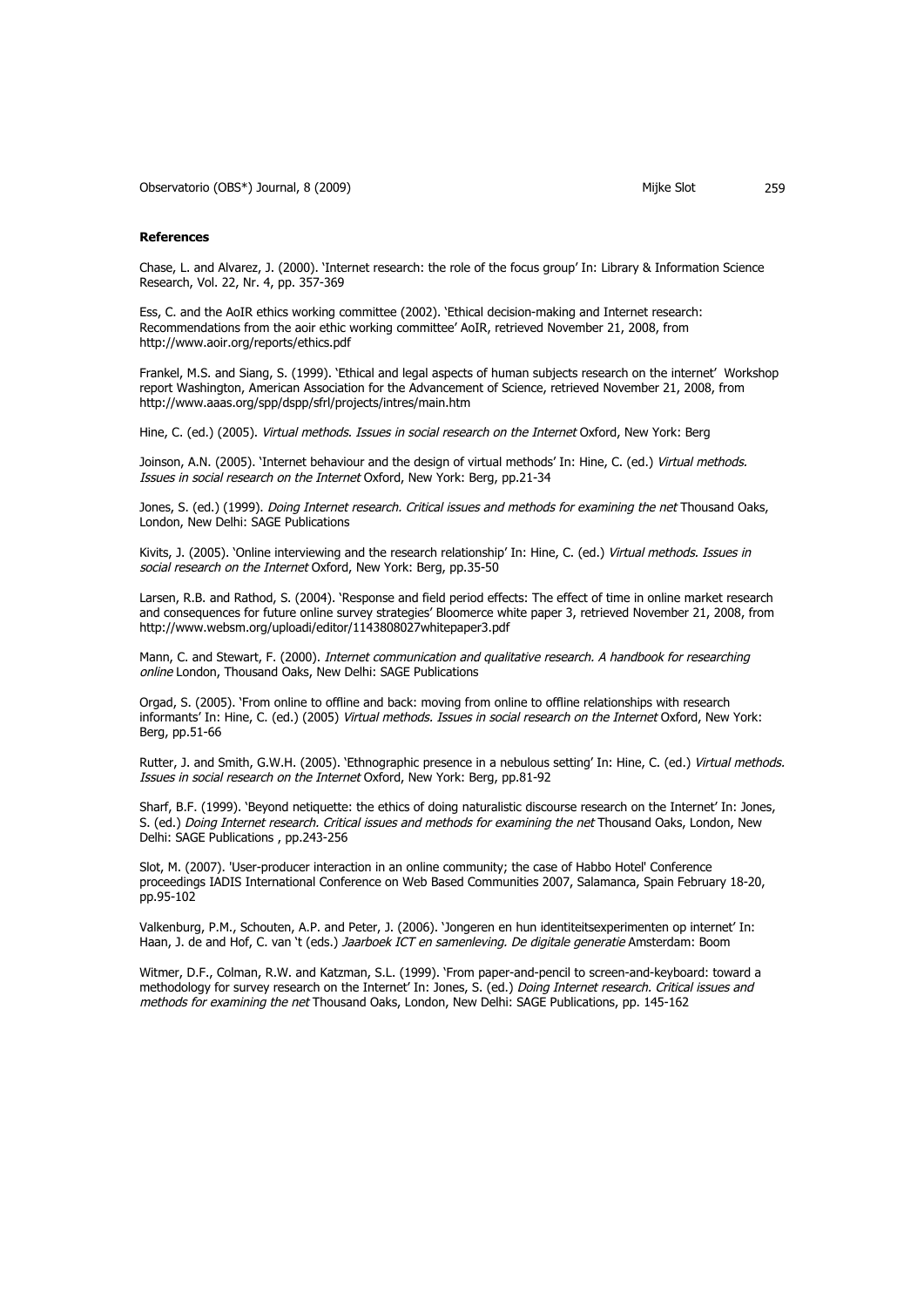#### References

Chase, L. and Alvarez, J. (2000). 'Internet research: the role of the focus group' In: Library & Information Science Research, Vol. 22, Nr. 4, pp. 357-369

Ess, C. and the AoIR ethics working committee (2002). 'Ethical decision-making and Internet research: Recommendations from the aoir ethic working committee' AoIR, retrieved November 21, 2008, from http://www.aoir.org/reports/ethics.pdf

Frankel, M.S. and Siang, S. (1999). 'Ethical and legal aspects of human subjects research on the internet' Workshop report Washington, American Association for the Advancement of Science, retrieved November 21, 2008, from http://www.aaas.org/spp/dspp/sfrl/projects/intres/main.htm

Hine, C. (ed.) (2005). *Virtual methods. Issues in social research on the Internet* Oxford, New York: Berg

Joinson, A.N. (2005). 'Internet behaviour and the design of virtual methods' In: Hine, C. (ed.) *Virtual methods. Issues in social research on the Internet* Oxford, New York: Berg, pp.21-34

Jones, S. (ed.) (1999). *Doing Internet research. Critical issues and methods for examining the net* Thousand Oaks, London, New Delhi: SAGE Publications

Kivits, J. (2005). 'Online interviewing and the research relationship' In: Hine, C. (ed.) *Virtual methods. Issues in social research on the Internet* Oxford, New York: Berg, pp.35-50

Larsen, R.B. and Rathod, S. (2004). 'Response and field period effects: The effect of time in online market research and consequences for future online survey strategies' Bloomerce white paper 3, retrieved November 21, 2008, from http://www.websm.org/uploadi/editor/1143808027whitepaper3.pdf

Mann, C. and Stewart, F. (2000). *Internet communication and qualitative research. A handbook for researching online* London, Thousand Oaks, New Delhi: SAGE Publications

Orgad, S. (2005). 'From online to offline and back: moving from online to offline relationships with research informants' In: Hine, C. (ed.) (2005) *Virtual methods. Issues in social research on the Internet* Oxford, New York: Berg, pp.51-66

Rutter, J. and Smith, G.W.H. (2005). 'Ethnographic presence in a nebulous setting' In: Hine, C. (ed.) *Virtual methods. Issues in social research on the Internet* Oxford, New York: Berg, pp.81-92

Sharf, B.F. (1999). 'Beyond netiquette: the ethics of doing naturalistic discourse research on the Internet' In: Jones, S. (ed.) *Doing Internet research. Critical issues and methods for examining the net* Thousand Oaks, London, New Delhi: SAGE Publications , pp.243-256

Slot, M. (2007). 'User-producer interaction in an online community; the case of Habbo Hotel' Conference proceedings IADIS International Conference on Web Based Communities 2007, Salamanca, Spain February 18-20, pp.95-102

Valkenburg, P.M., Schouten, A.P. and Peter, J. (2006). 'Jongeren en hun identiteitsexperimenten op internet' In: Haan, J. de and Hof, C. van 't (eds.) *Jaarboek ICT en samenleving. De digitale generatie* Amsterdam: Boom

Witmer, D.F., Colman, R.W. and Katzman, S.L. (1999). 'From paper-and-pencil to screen-and-keyboard: toward a methodology for survey research on the Internet' In: Jones, S. (ed.) *Doing Internet research. Critical issues and methods for examining the net* Thousand Oaks, London, New Delhi: SAGE Publications, pp. 145-162